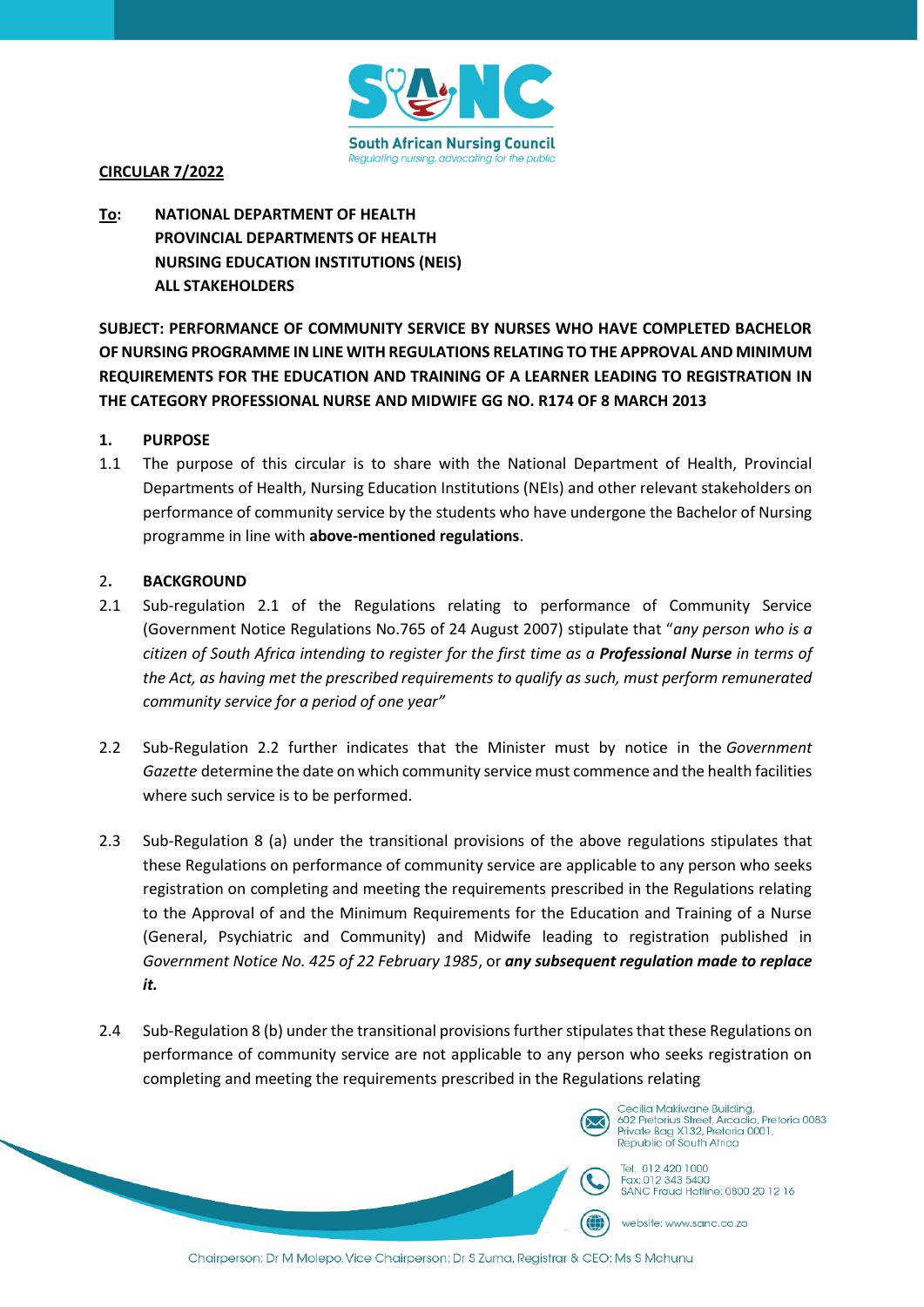South African Nursing Council
Regulating nursing, advocating for the public

**CIRCULAR 7/2022**

**To:** **NATIONAL DEPARTMENT OF HEALTH**
**PROVINCIAL DEPARTMENTS OF HEALTH**
**NURSING EDUCATION INSTITUTIONS (NEIS)**
**ALL STAKEHOLDERS**

**SUBJECT: PERFORMANCE OF COMMUNITY SERVICE BY NURSES WHO HAVE COMPLETED BACHELOR OF NURSING PROGRAMME IN LINE WITH REGULATIONS RELATING TO THE APPROVAL AND MINIMUM REQUIREMENTS FOR THE EDUCATION AND TRAINING OF A LEARNER LEADING TO REGISTRATION IN THE CATEGORY PROFESSIONAL NURSE AND MIDWIFE GG NO. R174 OF 8 MARCH 2013**

## 1. PURPOSE

1.1 The purpose of this circular is to share with the National Department of Health, Provincial Departments of Health, Nursing Education Institutions (NEIs) and other relevant stakeholders on performance of community service by the students who have undergone the Bachelor of Nursing programme in line with **above-mentioned regulations**.

## 2. BACKGROUND

2.1 Sub-regulation 2.1 of the Regulations relating to performance of Community Service (Government Notice Regulations No.765 of 24 August 2007) stipulate that "*any person who is a citizen of South Africa intending to register for the first time as a **Professional Nurse** in terms of the Act, as having met the prescribed requirements to qualify as such, must perform remunerated community service for a period of one year"*

2.2 Sub-Regulation 2.2 further indicates that the Minister must by notice in the *Government Gazette* determine the date on which community service must commence and the health facilities where such service is to be performed.

2.3 Sub-Regulation 8 (a) under the transitional provisions of the above regulations stipulates that these Regulations on performance of community service are applicable to any person who seeks registration on completing and meeting the requirements prescribed in the Regulations relating to the Approval of and the Minimum Requirements for the Education and Training of a Nurse (General, Psychiatric and Community) and Midwife leading to registration published in *Government Notice No. 425 of 22 February 1985*, or ***any subsequent regulation made to replace it.***

2.4 Sub-Regulation 8 (b) under the transitional provisions further stipulates that these Regulations on performance of community service are not applicable to any person who seeks registration on completing and meeting the requirements prescribed in the Regulations relating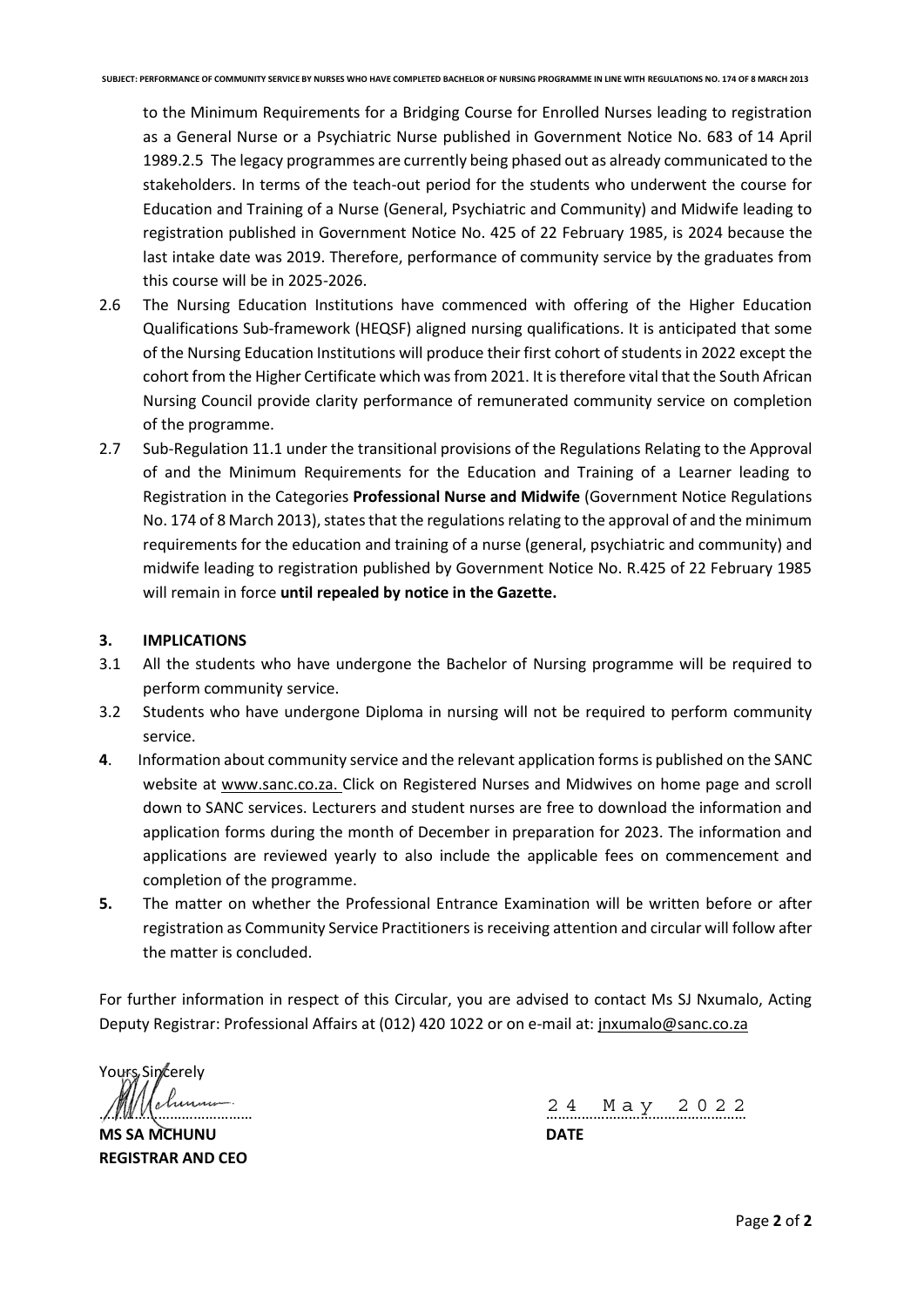to the Minimum Requirements for a Bridging Course for Enrolled Nurses leading to registration as a General Nurse or a Psychiatric Nurse published in Government Notice No. 683 of 14 April 1989.2.5 The legacy programmes are currently being phased out as already communicated to the stakeholders. In terms of the teach-out period for the students who underwent the course for Education and Training of a Nurse (General, Psychiatric and Community) and Midwife leading to registration published in Government Notice No. 425 of 22 February 1985, is 2024 because the last intake date was 2019. Therefore, performance of community service by the graduates from this course will be in 2025-2026.

2.6 The Nursing Education Institutions have commenced with offering of the Higher Education Qualifications Sub-framework (HEQSF) aligned nursing qualifications. It is anticipated that some of the Nursing Education Institutions will produce their first cohort of students in 2022 except the cohort from the Higher Certificate which was from 2021. It is therefore vital that the South African Nursing Council provide clarity performance of remunerated community service on completion of the programme.

2.7 Sub-Regulation 11.1 under the transitional provisions of the Regulations Relating to the Approval of and the Minimum Requirements for the Education and Training of a Learner leading to Registration in the Categories **Professional Nurse and Midwife** (Government Notice Regulations No. 174 of 8 March 2013), states that the regulations relating to the approval of and the minimum requirements for the education and training of a nurse (general, psychiatric and community) and midwife leading to registration published by Government Notice No. R.425 of 22 February 1985 will remain in force **until repealed by notice in the Gazette.**

## 3. IMPLICATIONS

3.1 All the students who have undergone the Bachelor of Nursing programme will be required to perform community service.

3.2 Students who have undergone Diploma in nursing will not be required to perform community service.

**4**. Information about community service and the relevant application forms is published on the SANC website at www.sanc.co.za. Click on Registered Nurses and Midwives on home page and scroll down to SANC services. Lecturers and student nurses are free to download the information and application forms during the month of December in preparation for 2023. The information and applications are reviewed yearly to also include the applicable fees on commencement and completion of the programme.

**5.** The matter on whether the Professional Entrance Examination will be written before or after registration as Community Service Practitioners is receiving attention and circular will follow after the matter is concluded.

For further information in respect of this Circular, you are advised to contact Ms SJ Nxumalo, Acting Deputy Registrar: Professional Affairs at (012) 420 1022 or on e-mail at: jnxumalo@sanc.co.za

Yours Sincerely

**MS SA MCHUNU**
**REGISTRAR AND CEO**

24 May 2022
**DATE**